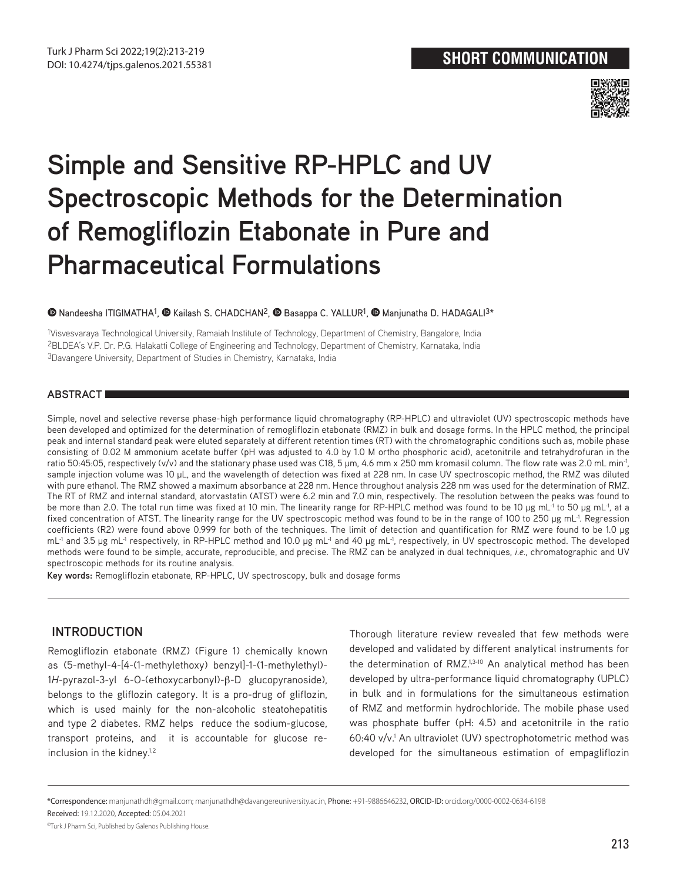SHORT COMMUNICATION

# Simple and Sensitive RP-HPLC and UV Spectroscopic Methods for the Determination of Remogliflozin Etabonate in Pure and Pharmaceutical Formulations

Nandeesha ITIGIMATHA[1], Kailash S. CHADCHAN[2], Basappa C. YALLUR[1], Manjunatha D. HADAGALI[3]*

[1]Visvesvaraya Technological University, Ramaiah Institute of Technology, Department of Chemistry, Bangalore, India
[2]BLDEA's V.P. Dr. P.G. Halakatti College of Engineering and Technology, Department of Chemistry, Karnataka, India
[3]Davangere University, Department of Studies in Chemistry, Karnataka, India

## ABSTRACT

Simple, novel and selective reverse phase-high performance liquid chromatography (RP-HPLC) and ultraviolet (UV) spectroscopic methods have been developed and optimized for the determination of remogliflozin etabonate (RMZ) in bulk and dosage forms. In the HPLC method, the principal peak and internal standard peak were eluted separately at different retention times (RT) with the chromatographic conditions such as, mobile phase consisting of 0.02 M ammonium acetate buffer (pH was adjusted to 4.0 by 1.0 M ortho phosphoric acid), acetonitrile and tetrahydrofuran in the ratio 50:45:05, respectively (v/v) and the stationary phase used was C18, 5 μm, 4.6 mm x 250 mm kromasil column. The flow rate was 2.0 mL $min^{-1}$, sample injection volume was 10 μL, and the wavelength of detection was fixed at 228 nm. In case UV spectroscopic method, the RMZ was diluted with pure ethanol. The RMZ showed a maximum absorbance at 228 nm. Hence throughout analysis 228 nm was used for the determination of RMZ. The RT of RMZ and internal standard, atorvastatin (ATST) were 6.2 min and 7.0 min, respectively. The resolution between the peaks was found to be more than 2.0. The total run time was fixed at 10 min. The linearity range for RP-HPLC method was found to be 10 μg $mL^{-1}$ to 50 μg $mL^{-1}$, at a fixed concentration of ATST. The linearity range for the UV spectroscopic method was found to be in the range of 100 to 250 μg $mL^{-1}$. Regression coefficients (R2) were found above 0.999 for both of the techniques. The limit of detection and quantification for RMZ were found to be 1.0 μg $mL^{-1}$ and 3.5 μg $mL^{-1}$ respectively, in RP-HPLC method and 10.0 μg $mL^{-1}$ and 40 μg $mL^{-1}$, respectively, in UV spectroscopic method. The developed methods were found to be simple, accurate, reproducible, and precise. The RMZ can be analyzed in dual techniques, *i.e*., chromatographic and UV spectroscopic methods for its routine analysis.

**Key words:** Remogliflozin etabonate, RP-HPLC, UV spectroscopy, bulk and dosage forms

## INTRODUCTION

Remogliflozin etabonate (RMZ) (Figure 1) chemically known as (5-methyl-4-[4-(1-methylethoxy) benzyl]-1-(1-methylethyl)-1*H*-pyrazol-3-yl 6-O-(ethoxycarbonyl)-β-D glucopyranoside), belongs to the gliflozin category. It is a pro-drug of gliflozin, which is used mainly for the non-alcoholic steatohepatitis and type 2 diabetes. RMZ helps reduce the sodium-glucose, transport proteins, and it is accountable for glucose re-inclusion in the kidney.[1,2]

Thorough literature review revealed that few methods were developed and validated by different analytical instruments for the determination of RMZ.[1,3-10] An analytical method has been developed by ultra-performance liquid chromatography (UPLC) in bulk and in formulations for the simultaneous estimation of RMZ and metformin hydrochloride. The mobile phase used was phosphate buffer (pH: 4.5) and acetonitrile in the ratio 60:40 v/v.[1] An ultraviolet (UV) spectrophotometric method was developed for the simultaneous estimation of empagliflozin

*Correspondence: manjunathdh@gmail.com; manjunathdh@davangereuniversity.ac.in, Phone: +91-9886646232, ORCID-ID: orcid.org/0000-0002-0634-6198
Received: 19.12.2020, Accepted: 05.04.2021

©Turk J Pharm Sci, Published by Galenos Publishing House.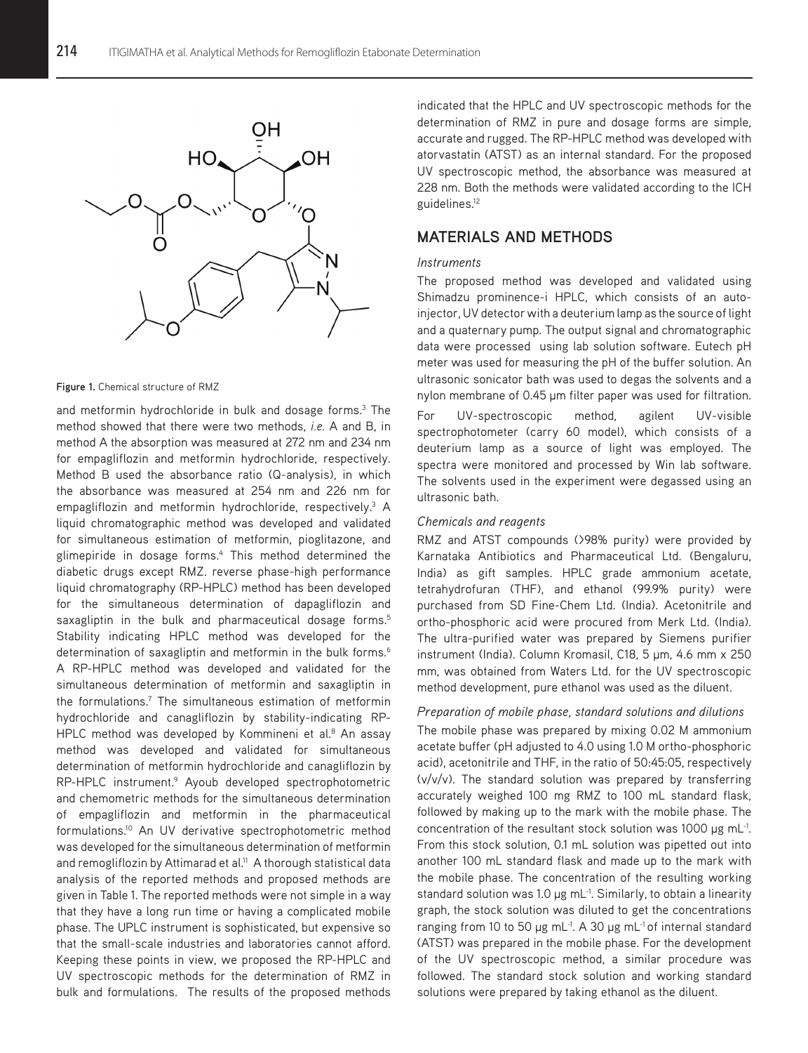Figure 1. Chemical structure of RMZ

and metformin hydrochloride in bulk and dosage forms.[3] The method showed that there were two methods, *i.e.* A and B, in method A the absorption was measured at 272 nm and 234 nm for empagliflozin and metformin hydrochloride, respectively. Method B used the absorbance ratio (Q-analysis), in which the absorbance was measured at 254 nm and 226 nm for empagliflozin and metformin hydrochloride, respectively.[3] A liquid chromatographic method was developed and validated for simultaneous estimation of metformin, pioglitazone, and glimepiride in dosage forms.[4] This method determined the diabetic drugs except RMZ. reverse phase-high performance liquid chromatography (RP-HPLC) method has been developed for the simultaneous determination of dapagliflozin and saxagliptin in the bulk and pharmaceutical dosage forms.[5] Stability indicating HPLC method was developed for the determination of saxagliptin and metformin in the bulk forms.[6] A RP-HPLC method was developed and validated for the simultaneous determination of metformin and saxagliptin in the formulations.[7] The simultaneous estimation of metformin hydrochloride and canagliflozin by stability-indicating RP-HPLC method was developed by Kommineni et al.[8] An assay method was developed and validated for simultaneous determination of metformin hydrochloride and canagliflozin by RP-HPLC instrument.[9] Ayoub developed spectrophotometric and chemometric methods for the simultaneous determination of empagliflozin and metformin in the pharmaceutical formulations.[10] An UV derivative spectrophotometric method was developed for the simultaneous determination of metformin and remogliflozin by Attimarad et al.[11] A thorough statistical data analysis of the reported methods and proposed methods are given in Table 1. The reported methods were not simple in a way that they have a long run time or having a complicated mobile phase. The UPLC instrument is sophisticated, but expensive so that the small-scale industries and laboratories cannot afford. Keeping these points in view, we proposed the RP-HPLC and UV spectroscopic methods for the determination of RMZ in bulk and formulations. The results of the proposed methods indicated that the HPLC and UV spectroscopic methods for the determination of RMZ in pure and dosage forms are simple, accurate and rugged. The RP-HPLC method was developed with atorvastatin (ATST) as an internal standard. For the proposed UV spectroscopic method, the absorbance was measured at 228 nm. Both the methods were validated according to the ICH guidelines.[12]

## MATERIALS AND METHODS

### *Instruments*

The proposed method was developed and validated using Shimadzu prominence-i HPLC, which consists of an auto-injector, UV detector with a deuterium lamp as the source of light and a quaternary pump. The output signal and chromatographic data were processed using lab solution software. Eutech pH meter was used for measuring the pH of the buffer solution. An ultrasonic sonicator bath was used to degas the solvents and a nylon membrane of 0.45 µm filter paper was used for filtration.

For UV-spectroscopic method, agilent UV-visible spectrophotometer (carry 60 model), which consists of a deuterium lamp as a source of light was employed. The spectra were monitored and processed by Win lab software. The solvents used in the experiment were degassed using an ultrasonic bath.

### *Chemicals and reagents*

RMZ and ATST compounds (>98% purity) were provided by Karnataka Antibiotics and Pharmaceutical Ltd. (Bengaluru, India) as gift samples. HPLC grade ammonium acetate, tetrahydrofuran (THF), and ethanol (99.9% purity) were purchased from SD Fine-Chem Ltd. (India). Acetonitrile and ortho-phosphoric acid were procured from Merk Ltd. (India). The ultra-purified water was prepared by Siemens purifier instrument (India). Column Kromasil, C18, 5 µm, 4.6 mm x 250 mm, was obtained from Waters Ltd. for the UV spectroscopic method development, pure ethanol was used as the diluent.

### *Preparation of mobile phase, standard solutions and dilutions*

The mobile phase was prepared by mixing 0.02 M ammonium acetate buffer (pH adjusted to 4.0 using 1.0 M ortho-phosphoric acid), acetonitrile and THF, in the ratio of 50:45:05, respectively (v/v/v). The standard solution was prepared by transferring accurately weighed 100 mg RMZ to 100 mL standard flask, followed by making up to the mark with the mobile phase. The concentration of the resultant stock solution was 1000 µg $mL^{-1}$. From this stock solution, 0.1 mL solution was pipetted out into another 100 mL standard flask and made up to the mark with the mobile phase. The concentration of the resulting working standard solution was 1.0 µg $mL^{-1}$. Similarly, to obtain a linearity graph, the stock solution was diluted to get the concentrations ranging from 10 to 50 µg $mL^{-1}$. A 30 µg $mL^{-1}$ of internal standard (ATST) was prepared in the mobile phase. For the development of the UV spectroscopic method, a similar procedure was followed. The standard stock solution and working standard solutions were prepared by taking ethanol as the diluent.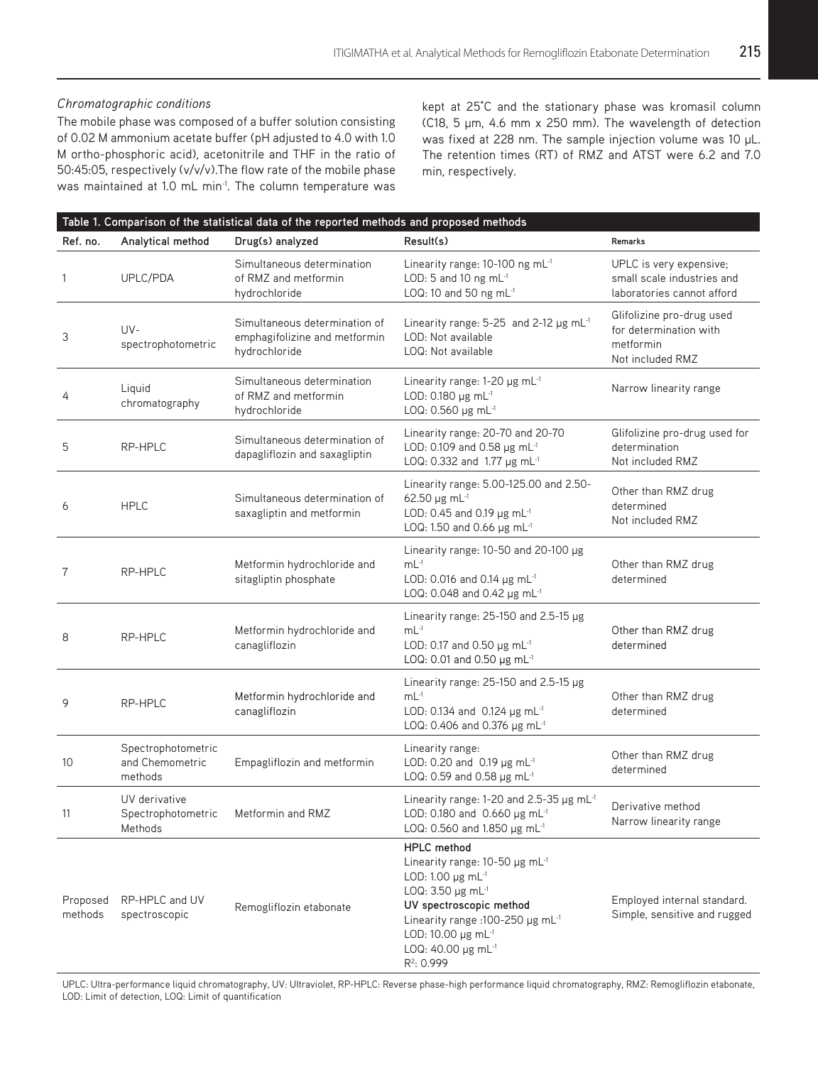*Chromatographic conditions*

The mobile phase was composed of a buffer solution consisting of 0.02 M ammonium acetate buffer (pH adjusted to 4.0 with 1.0 M ortho-phosphoric acid), acetonitrile and THF in the ratio of 50:45:05, respectively (v/v/v).The flow rate of the mobile phase was maintained at 1.0 mL min$^{-1}$. The column temperature was kept at 25°C and the stationary phase was kromasil column (C18, 5 µm, 4.6 mm x 250 mm). The wavelength of detection was fixed at 228 nm. The sample injection volume was 10 µL. The retention times (RT) of RMZ and ATST were 6.2 and 7.0 min, respectively.

**Table 1. Comparison of the statistical data of the reported methods and proposed methods**

| Ref. no. | Analytical method | Drug(s) analyzed | Result(s) | Remarks |
|---|---|---|---|---|
| 1 | UPLC/PDA | Simultaneous determination of RMZ and metformin hydrochloride | Linearity range: 10-100 ng mL$^{-1}$<br>LOD: 5 and 10 ng mL$^{-1}$<br>LOQ: 10 and 50 ng mL$^{-1}$ | UPLC is very expensive; small scale industries and laboratories cannot afford |
| 3 | UV-spectrophotometric | Simultaneous determination of emphagifolizine and metformin hydrochloride | Linearity range: 5-25 and 2-12 µg mL$^{-1}$<br>LOD: Not available<br>LOQ: Not available | Glifolizine pro-drug used for determination with metformin<br>Not included RMZ |
| 4 | Liquid chromatography | Simultaneous determination of RMZ and metformin hydrochloride | Linearity range: 1-20 µg mL$^{-1}$<br>LOD: 0.180 µg mL$^{-1}$<br>LOQ: 0.560 µg mL$^{-1}$ | Narrow linearity range |
| 5 | RP-HPLC | Simultaneous determination of dapagliflozin and saxagliptin | Linearity range: 20-70 and 20-70<br>LOD: 0.109 and 0.58 µg mL$^{-1}$<br>LOQ: 0.332 and 1.77 µg mL$^{-1}$ | Glifolizine pro-drug used for determination<br>Not included RMZ |
| 6 | HPLC | Simultaneous determination of saxagliptin and metformin | Linearity range: 5.00-125.00 and 2.50-62.50 µg mL$^{-1}$<br>LOD: 0.45 and 0.19 µg mL$^{-1}$<br>LOQ: 1.50 and 0.66 µg mL$^{-1}$ | Other than RMZ drug determined<br>Not included RMZ |
| 7 | RP-HPLC | Metformin hydrochloride and sitagliptin phosphate | Linearity range: 10-50 and 20-100 µg mL$^{-1}$<br>LOD: 0.016 and 0.14 µg mL$^{-1}$<br>LOQ: 0.048 and 0.42 µg mL$^{-1}$ | Other than RMZ drug determined |
| 8 | RP-HPLC | Metformin hydrochloride and canagliflozin | Linearity range: 25-150 and 2.5-15 µg mL$^{-1}$<br>LOD: 0.17 and 0.50 µg mL$^{-1}$<br>LOQ: 0.01 and 0.50 µg mL$^{-1}$ | Other than RMZ drug determined |
| 9 | RP-HPLC | Metformin hydrochloride and canagliflozin | Linearity range: 25-150 and 2.5-15 µg mL$^{-1}$<br>LOD: 0.134 and 0.124 µg mL$^{-1}$<br>LOQ: 0.406 and 0.376 µg mL$^{-1}$ | Other than RMZ drug determined |
| 10 | Spectrophotometric and Chemometric methods | Empagliflozin and metformin | Linearity range:<br>LOD: 0.20 and 0.19 µg mL$^{-1}$<br>LOQ: 0.59 and 0.58 µg mL$^{-1}$ | Other than RMZ drug determined |
| 11 | UV derivative Spectrophotometric Methods | Metformin and RMZ | Linearity range: 1-20 and 2.5-35 µg mL$^{-1}$<br>LOD: 0.180 and 0.660 µg mL$^{-1}$<br>LOQ: 0.560 and 1.850 µg mL$^{-1}$ | Derivative method<br>Narrow linearity range |
| Proposed methods | RP-HPLC and UV spectroscopic | Remogliflozin etabonate | **HPLC method**<br>Linearity range: 10-50 µg mL$^{-1}$<br>LOD: 1.00 µg mL$^{-1}$<br>LOQ: 3.50 µg mL$^{-1}$<br>**UV spectroscopic method**<br>Linearity range :100-250 µg mL$^{-1}$<br>LOD: 10.00 µg mL$^{-1}$<br>LOQ: 40.00 µg mL$^{-1}$<br>$R^2$: 0.999 | Employed internal standard. Simple, sensitive and rugged |

UPLC: Ultra-performance liquid chromatography, UV: Ultraviolet, RP-HPLC: Reverse phase-high performance liquid chromatography, RMZ: Remogliflozin etabonate, LOD: Limit of detection, LOQ: Limit of quantification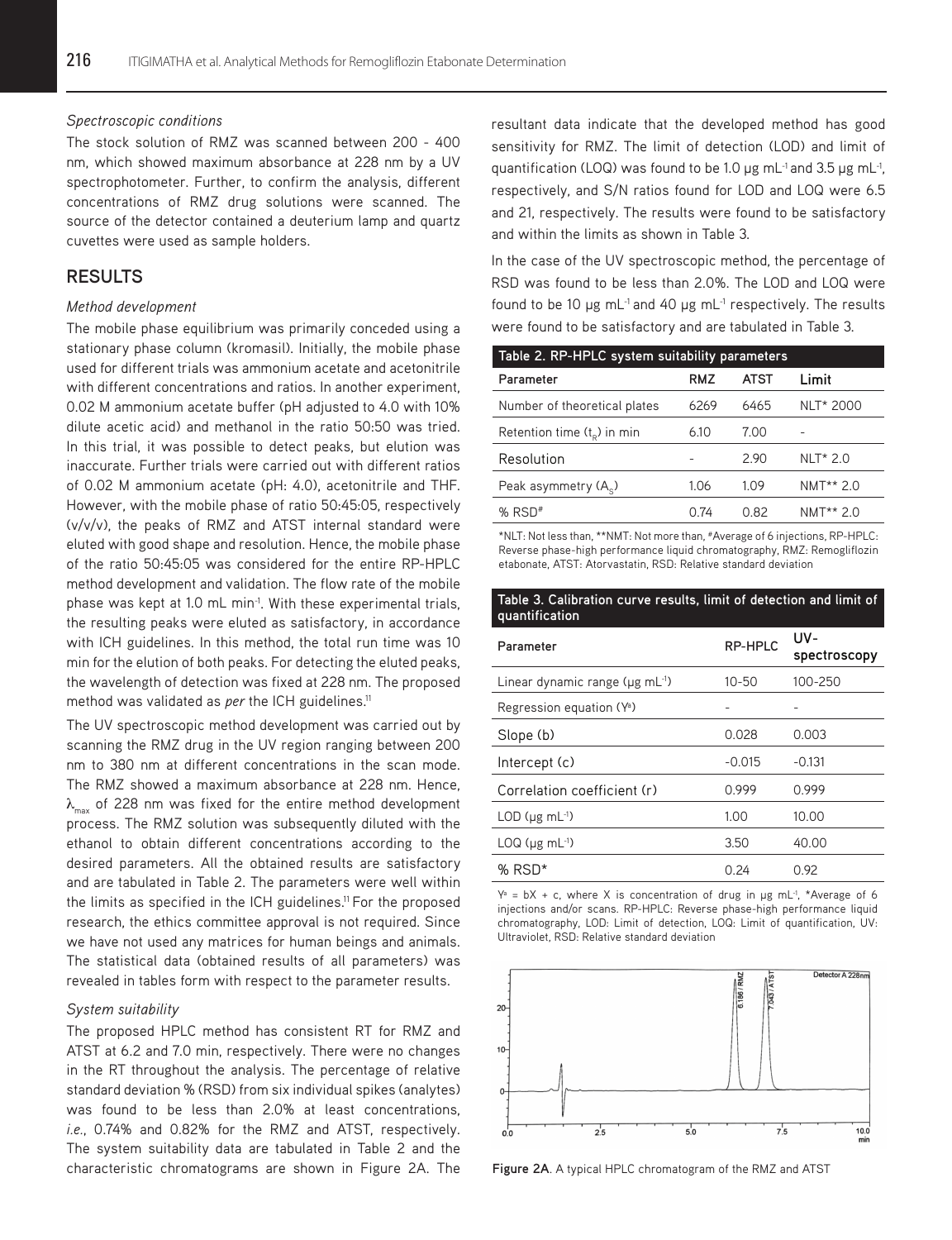*Spectroscopic conditions*

The stock solution of RMZ was scanned between 200 - 400 nm, which showed maximum absorbance at 228 nm by a UV spectrophotometer. Further, to confirm the analysis, different concentrations of RMZ drug solutions were scanned. The source of the detector contained a deuterium lamp and quartz cuvettes were used as sample holders.

## RESULTS

*Method development*

The mobile phase equilibrium was primarily conceded using a stationary phase column (kromasil). Initially, the mobile phase used for different trials was ammonium acetate and acetonitrile with different concentrations and ratios. In another experiment, 0.02 M ammonium acetate buffer (pH adjusted to 4.0 with 10% dilute acetic acid) and methanol in the ratio 50:50 was tried. In this trial, it was possible to detect peaks, but elution was inaccurate. Further trials were carried out with different ratios of 0.02 M ammonium acetate (pH: 4.0), acetonitrile and THF. However, with the mobile phase of ratio 50:45:05, respectively (v/v/v), the peaks of RMZ and ATST internal standard were eluted with good shape and resolution. Hence, the mobile phase of the ratio 50:45:05 was considered for the entire RP-HPLC method development and validation. The flow rate of the mobile phase was kept at 1.0 mL min$^{-1}$. With these experimental trials, the resulting peaks were eluted as satisfactory, in accordance with ICH guidelines. In this method, the total run time was 10 min for the elution of both peaks. For detecting the eluted peaks, the wavelength of detection was fixed at 228 nm. The proposed method was validated as *per* the ICH guidelines.[11]

The UV spectroscopic method development was carried out by scanning the RMZ drug in the UV region ranging between 200 nm to 380 nm at different concentrations in the scan mode. The RMZ showed a maximum absorbance at 228 nm. Hence, $\lambda_{max}$ of 228 nm was fixed for the entire method development process. The RMZ solution was subsequently diluted with the ethanol to obtain different concentrations according to the desired parameters. All the obtained results are satisfactory and are tabulated in Table 2. The parameters were well within the limits as specified in the ICH guidelines.[11] For the proposed research, the ethics committee approval is not required. Since we have not used any matrices for human beings and animals. The statistical data (obtained results of all parameters) was revealed in tables form with respect to the parameter results.

*System suitability*

The proposed HPLC method has consistent RT for RMZ and ATST at 6.2 and 7.0 min, respectively. There were no changes in the RT throughout the analysis. The percentage of relative standard deviation % (RSD) from six individual spikes (analytes) was found to be less than 2.0% at least concentrations, *i.e.*, 0.74% and 0.82% for the RMZ and ATST, respectively. The system suitability data are tabulated in Table 2 and the characteristic chromatograms are shown in Figure 2A. The resultant data indicate that the developed method has good sensitivity for RMZ. The limit of detection (LOD) and limit of quantification (LOQ) was found to be 1.0 µg mL$^{-1}$ and 3.5 µg mL$^{-1}$, respectively, and S/N ratios found for LOD and LOQ were 6.5 and 21, respectively. The results were found to be satisfactory and within the limits as shown in Table 3.

In the case of the UV spectroscopic method, the percentage of RSD was found to be less than 2.0%. The LOD and LOQ were found to be 10 µg mL$^{-1}$ and 40 µg mL$^{-1}$ respectively. The results were found to be satisfactory and are tabulated in Table 3.

**Table 2. RP-HPLC system suitability parameters**

| Parameter | RMZ | ATST | Limit |
|---|---|---|---|
| Number of theoretical plates | 6269 | 6465 | NLT* 2000 |
| Retention time ($t_R$) in min | 6.10 | 7.00 | - |
| Resolution | - | 2.90 | NLT* 2.0 |
| Peak asymmetry ($A_S$) | 1.06 | 1.09 | NMT** 2.0 |
| % RSD# | 0.74 | 0.82 | NMT** 2.0 |

*NLT: Not less than, **NMT: Not more than, #Average of 6 injections, RP-HPLC: Reverse phase-high performance liquid chromatography, RMZ: Remogliflozin etabonate, ATST: Atorvastatin, RSD: Relative standard deviation

**Table 3. Calibration curve results, limit of detection and limit of quantification**

| Parameter | RP-HPLC | UV-spectroscopy |
|---|---|---|
| Linear dynamic range (µg mL$^{-1}$) | 10-50 | 100-250 |
| Regression equation ($Y^a$) | - | - |
| Slope (b) | 0.028 | 0.003 |
| Intercept (c) | -0.015 | -0.131 |
| Correlation coefficient (r) | 0.999 | 0.999 |
| LOD (µg mL$^{-1}$) | 1.00 | 10.00 |
| LOQ (µg mL$^{-1}$) | 3.50 | 40.00 |
| % RSD* | 0.24 | 0.92 |

$Y^a$ = bX + c, where X is concentration of drug in µg mL$^{-1}$, *Average of 6 injections and/or scans. RP-HPLC: Reverse phase-high performance liquid chromatography, LOD: Limit of detection, LOQ: Limit of quantification, UV: Ultraviolet, RSD: Relative standard deviation

**Figure 2A**. A typical HPLC chromatogram of the RMZ and ATST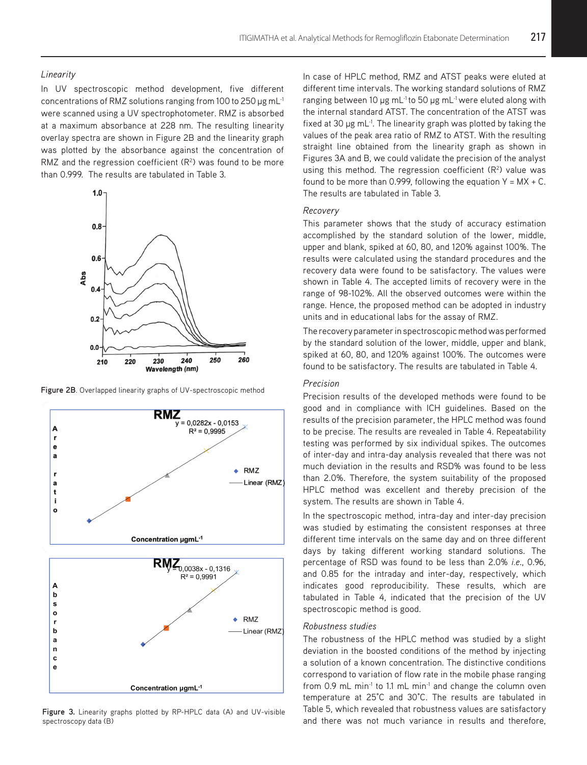*Linearity*

In UV spectroscopic method development, five different concentrations of RMZ solutions ranging from 100 to 250 µg $mL^{-1}$ were scanned using a UV spectrophotometer. RMZ is absorbed at a maximum absorbance at 228 nm. The resulting linearity overlay spectra are shown in Figure 2B and the linearity graph was plotted by the absorbance against the concentration of RMZ and the regression coefficient ($R^2$) was found to be more than 0.999. The results are tabulated in Table 3.

**Figure 2B**. Overlapped linearity graphs of UV-spectroscopic method

**Figure 3.** Linearity graphs plotted by RP-HPLC data (A) and UV-visible spectroscopy data (B)

In case of HPLC method, RMZ and ATST peaks were eluted at different time intervals. The working standard solutions of RMZ ranging between 10 µg $mL^{-1}$ to 50 µg $mL^{-1}$ were eluted along with the internal standard ATST. The concentration of the ATST was fixed at 30 µg $mL^{-1}$. The linearity graph was plotted by taking the values of the peak area ratio of RMZ to ATST. With the resulting straight line obtained from the linearity graph as shown in Figures 3A and B, we could validate the precision of the analyst using this method. The regression coefficient ($R^2$) value was found to be more than 0.999, following the equation $Y = MX + C$. The results are tabulated in Table 3.

*Recovery*

This parameter shows that the study of accuracy estimation accomplished by the standard solution of the lower, middle, upper and blank, spiked at 60, 80, and 120% against 100%. The results were calculated using the standard procedures and the recovery data were found to be satisfactory. The values were shown in Table 4. The accepted limits of recovery were in the range of 98-102%. All the observed outcomes were within the range. Hence, the proposed method can be adopted in industry units and in educational labs for the assay of RMZ.

The recovery parameter in spectroscopic method was performed by the standard solution of the lower, middle, upper and blank, spiked at 60, 80, and 120% against 100%. The outcomes were found to be satisfactory. The results are tabulated in Table 4.

*Precision*

Precision results of the developed methods were found to be good and in compliance with ICH guidelines. Based on the results of the precision parameter, the HPLC method was found to be precise. The results are revealed in Table 4. Repeatability testing was performed by six individual spikes. The outcomes of inter-day and intra-day analysis revealed that there was not much deviation in the results and RSD% was found to be less than 2.0%. Therefore, the system suitability of the proposed HPLC method was excellent and thereby precision of the system. The results are shown in Table 4.

In the spectroscopic method, intra-day and inter-day precision was studied by estimating the consistent responses at three different time intervals on the same day and on three different days by taking different working standard solutions. The percentage of RSD was found to be less than 2.0% *i.e.*, 0.96, and 0.85 for the intraday and inter-day, respectively, which indicates good reproducibility. These results, which are tabulated in Table 4, indicated that the precision of the UV spectroscopic method is good.

*Robustness studies*

The robustness of the HPLC method was studied by a slight deviation in the boosted conditions of the method by injecting a solution of a known concentration. The distinctive conditions correspond to variation of flow rate in the mobile phase ranging from 0.9 mL $min^{-1}$ to 1.1 mL $min^{-1}$ and change the column oven temperature at 25˚C and 30˚C. The results are tabulated in Table 5, which revealed that robustness values are satisfactory and there was not much variance in results and therefore,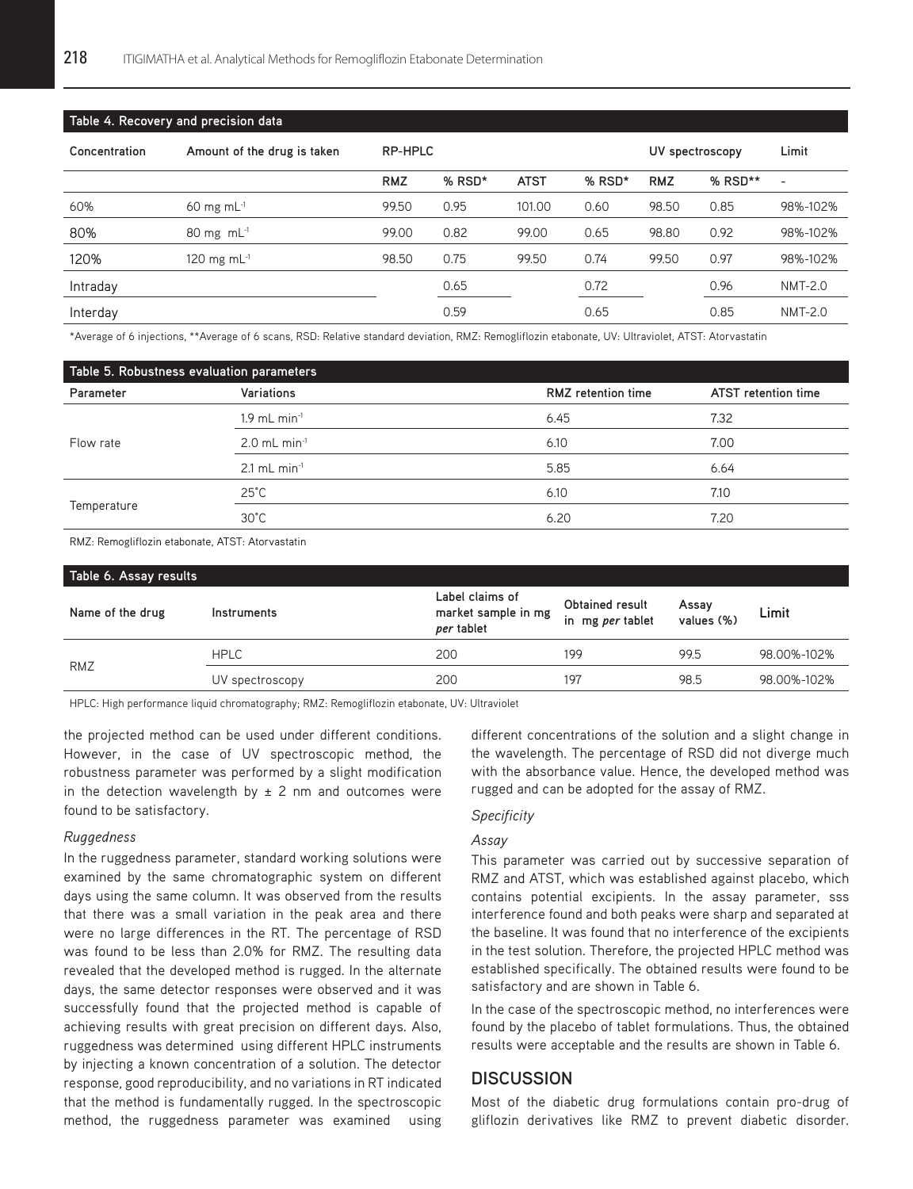**Table 4. Recovery and precision data**

| Concentration | Amount of the drug is taken | RP-HPLC | | | | UV spectroscopy | | Limit |
|---|---|---|---|---|---|---|---|---|
| | | RMZ | % RSD* | ATST | % RSD* | RMZ | % RSD** | - |
| 60% | 60 mg $mL^{-1}$ | 99.50 | 0.95 | 101.00 | 0.60 | 98.50 | 0.85 | 98%-102% |
| 80% | 80 mg $mL^{-1}$ | 99.00 | 0.82 | 99.00 | 0.65 | 98.80 | 0.92 | 98%-102% |
| 120% | 120 mg $mL^{-1}$ | 98.50 | 0.75 | 99.50 | 0.74 | 99.50 | 0.97 | 98%-102% |
| Intraday | | | 0.65 | | 0.72 | | 0.96 | NMT-2.0 |
| Interday | | | 0.59 | | 0.65 | | 0.85 | NMT-2.0 |

*Average of 6 injections, **Average of 6 scans, RSD: Relative standard deviation, RMZ: Remogliflozin etabonate, UV: Ultraviolet, ATST: Atorvastatin

**Table 5. Robustness evaluation parameters**

| Parameter | Variations | RMZ retention time | ATST retention time |
|---|---|---|---|
| Flow rate | 1.9 mL $min^{-1}$ | 6.45 | 7.32 |
| | 2.0 mL $min^{-1}$ | 6.10 | 7.00 |
| | 2.1 mL $min^{-1}$ | 5.85 | 6.64 |
| Temperature | 25°C | 6.10 | 7.10 |
| | 30°C | 6.20 | 7.20 |

RMZ: Remogliflozin etabonate, ATST: Atorvastatin

**Table 6. Assay results**

| Name of the drug | Instruments | Label claims of market sample in mg *per* tablet | Obtained result in mg *per* tablet | Assay values (%) | Limit |
|---|---|---|---|---|---|
| RMZ | HPLC | 200 | 199 | 99.5 | 98.00%-102% |
| | UV spectroscopy | 200 | 197 | 98.5 | 98.00%-102% |

HPLC: High performance liquid chromatography; RMZ: Remogliflozin etabonate, UV: Ultraviolet

the projected method can be used under different conditions. However, in the case of UV spectroscopic method, the robustness parameter was performed by a slight modification in the detection wavelength by ± 2 nm and outcomes were found to be satisfactory.

*Ruggedness*

In the ruggedness parameter, standard working solutions were examined by the same chromatographic system on different days using the same column. It was observed from the results that there was a small variation in the peak area and there were no large differences in the RT. The percentage of RSD was found to be less than 2.0% for RMZ. The resulting data revealed that the developed method is rugged. In the alternate days, the same detector responses were observed and it was successfully found that the projected method is capable of achieving results with great precision on different days. Also, ruggedness was determined using different HPLC instruments by injecting a known concentration of a solution. The detector response, good reproducibility, and no variations in RT indicated that the method is fundamentally rugged. In the spectroscopic method, the ruggedness parameter was examined using different concentrations of the solution and a slight change in the wavelength. The percentage of RSD did not diverge much with the absorbance value. Hence, the developed method was rugged and can be adopted for the assay of RMZ.

*Specificity*

*Assay*

This parameter was carried out by successive separation of RMZ and ATST, which was established against placebo, which contains potential excipients. In the assay parameter, sss interference found and both peaks were sharp and separated at the baseline. It was found that no interference of the excipients in the test solution. Therefore, the projected HPLC method was established specifically. The obtained results were found to be satisfactory and are shown in Table 6.

In the case of the spectroscopic method, no interferences were found by the placebo of tablet formulations. Thus, the obtained results were acceptable and the results are shown in Table 6.

## DISCUSSION

Most of the diabetic drug formulations contain pro-drug of gliflozin derivatives like RMZ to prevent diabetic disorder.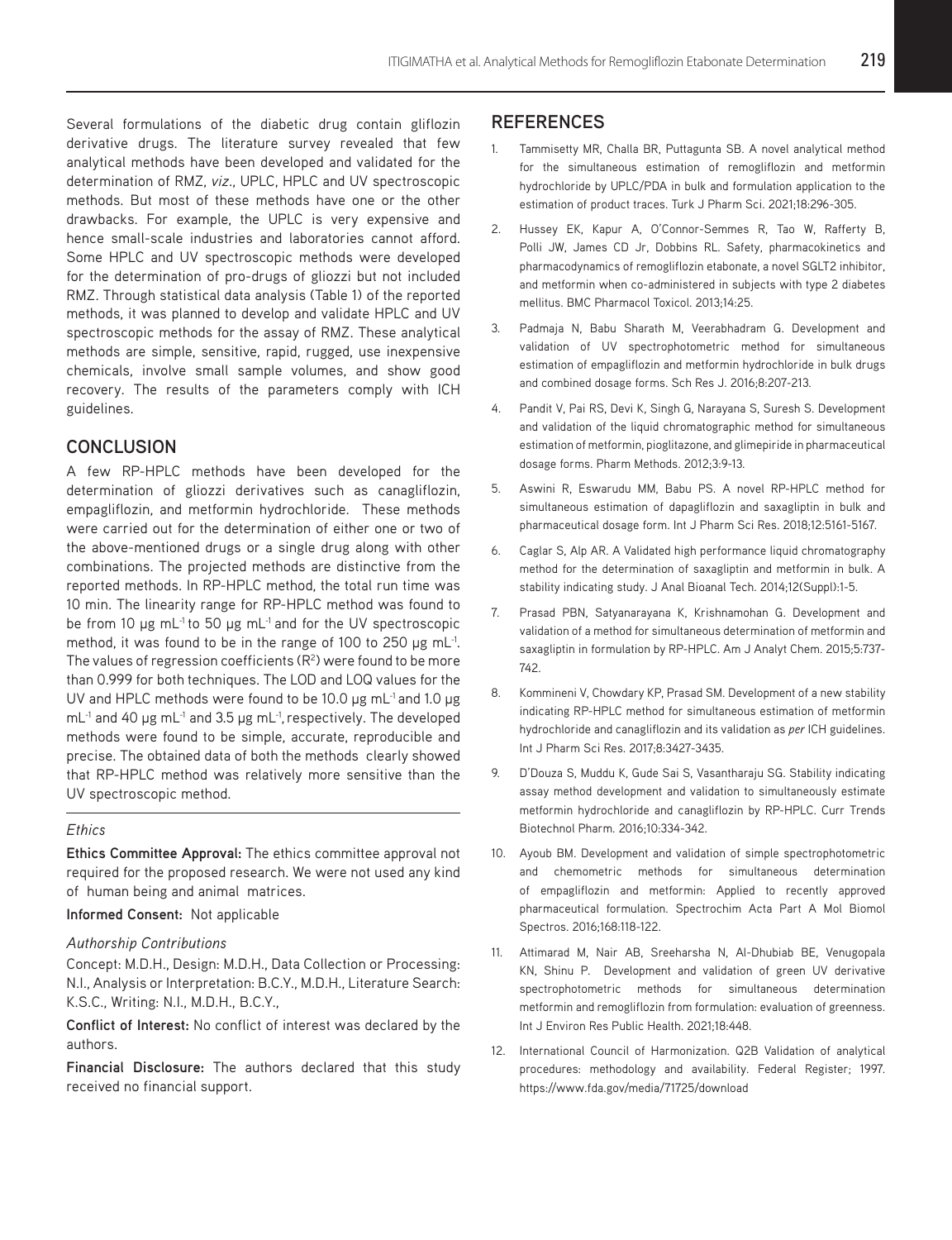Several formulations of the diabetic drug contain gliflozin derivative drugs. The literature survey revealed that few analytical methods have been developed and validated for the determination of RMZ, *viz*., UPLC, HPLC and UV spectroscopic methods. But most of these methods have one or the other drawbacks. For example, the UPLC is very expensive and hence small-scale industries and laboratories cannot afford. Some HPLC and UV spectroscopic methods were developed for the determination of pro-drugs of gliozzi but not included RMZ. Through statistical data analysis (Table 1) of the reported methods, it was planned to develop and validate HPLC and UV spectroscopic methods for the assay of RMZ. These analytical methods are simple, sensitive, rapid, rugged, use inexpensive chemicals, involve small sample volumes, and show good recovery. The results of the parameters comply with ICH guidelines.

## CONCLUSION

A few RP-HPLC methods have been developed for the determination of gliozzi derivatives such as canagliflozin, empagliflozin, and metformin hydrochloride. These methods were carried out for the determination of either one or two of the above-mentioned drugs or a single drug along with other combinations. The projected methods are distinctive from the reported methods. In RP-HPLC method, the total run time was 10 min. The linearity range for RP-HPLC method was found to be from 10 µg $mL^{-1}$ to 50 µg $mL^{-1}$ and for the UV spectroscopic method, it was found to be in the range of 100 to 250 µg $mL^{-1}$. The values of regression coefficients ($R^2$) were found to be more than 0.999 for both techniques. The LOD and LOQ values for the UV and HPLC methods were found to be 10.0 µg $mL^{-1}$ and 1.0 µg $mL^{-1}$ and 40 µg $mL^{-1}$ and 3.5 µg $mL^{-1}$, respectively. The developed methods were found to be simple, accurate, reproducible and precise. The obtained data of both the methods clearly showed that RP-HPLC method was relatively more sensitive than the UV spectroscopic method.

*Ethics*

**Ethics Committee Approval:** The ethics committee approval not required for the proposed research. We were not used any kind of human being and animal matrices.

**Informed Consent:** Not applicable

*Authorship Contributions*

Concept: M.D.H., Design: M.D.H., Data Collection or Processing: N.I., Analysis or Interpretation: B.C.Y., M.D.H., Literature Search: K.S.C., Writing: N.I., M.D.H., B.C.Y.,

**Conflict of Interest:** No conflict of interest was declared by the authors.

**Financial Disclosure:** The authors declared that this study received no financial support.

## REFERENCES

1. Tammisetty MR, Challa BR, Puttagunta SB. A novel analytical method for the simultaneous estimation of remogliflozin and metformin hydrochloride by UPLC/PDA in bulk and formulation application to the estimation of product traces. Turk J Pharm Sci. 2021;18:296-305.
2. Hussey EK, Kapur A, O'Connor-Semmes R, Tao W, Rafferty B, Polli JW, James CD Jr, Dobbins RL. Safety, pharmacokinetics and pharmacodynamics of remogliflozin etabonate, a novel SGLT2 inhibitor, and metformin when co-administered in subjects with type 2 diabetes mellitus. BMC Pharmacol Toxicol. 2013;14:25.
3. Padmaja N, Babu Sharath M, Veerabhadram G. Development and validation of UV spectrophotometric method for simultaneous estimation of empagliflozin and metformin hydrochloride in bulk drugs and combined dosage forms. Sch Res J. 2016;8:207-213.
4. Pandit V, Pai RS, Devi K, Singh G, Narayana S, Suresh S. Development and validation of the liquid chromatographic method for simultaneous estimation of metformin, pioglitazone, and glimepiride in pharmaceutical dosage forms. Pharm Methods. 2012;3:9-13.
5. Aswini R, Eswarudu MM, Babu PS. A novel RP-HPLC method for simultaneous estimation of dapagliflozin and saxagliptin in bulk and pharmaceutical dosage form. Int J Pharm Sci Res. 2018;12:5161-5167.
6. Caglar S, Alp AR. A Validated high performance liquid chromatography method for the determination of saxagliptin and metformin in bulk. A stability indicating study. J Anal Bioanal Tech. 2014;12(Suppl):1-5.
7. Prasad PBN, Satyanarayana K, Krishnamohan G. Development and validation of a method for simultaneous determination of metformin and saxagliptin in formulation by RP-HPLC. Am J Analyt Chem. 2015;5:737-742.
8. Kommineni V, Chowdary KP, Prasad SM. Development of a new stability indicating RP-HPLC method for simultaneous estimation of metformin hydrochloride and canagliflozin and its validation as *per* ICH guidelines. Int J Pharm Sci Res. 2017;8:3427-3435.
9. D'Douza S, Muddu K, Gude Sai S, Vasantharaju SG. Stability indicating assay method development and validation to simultaneously estimate metformin hydrochloride and canagliflozin by RP-HPLC. Curr Trends Biotechnol Pharm. 2016;10:334-342.
10. Ayoub BM. Development and validation of simple spectrophotometric and chemometric methods for simultaneous determination of empagliflozin and metformin: Applied to recently approved pharmaceutical formulation. Spectrochim Acta Part A Mol Biomol Spectros. 2016;168:118-122.
11. Attimarad M, Nair AB, Sreeharsha N, Al-Dhubiab BE, Venugopala KN, Shinu P. Development and validation of green UV derivative spectrophotometric methods for simultaneous determination metformin and remogliflozin from formulation: evaluation of greenness. Int J Environ Res Public Health. 2021;18:448.
12. International Council of Harmonization. Q2B Validation of analytical procedures: methodology and availability. Federal Register; 1997. https://www.fda.gov/media/71725/download